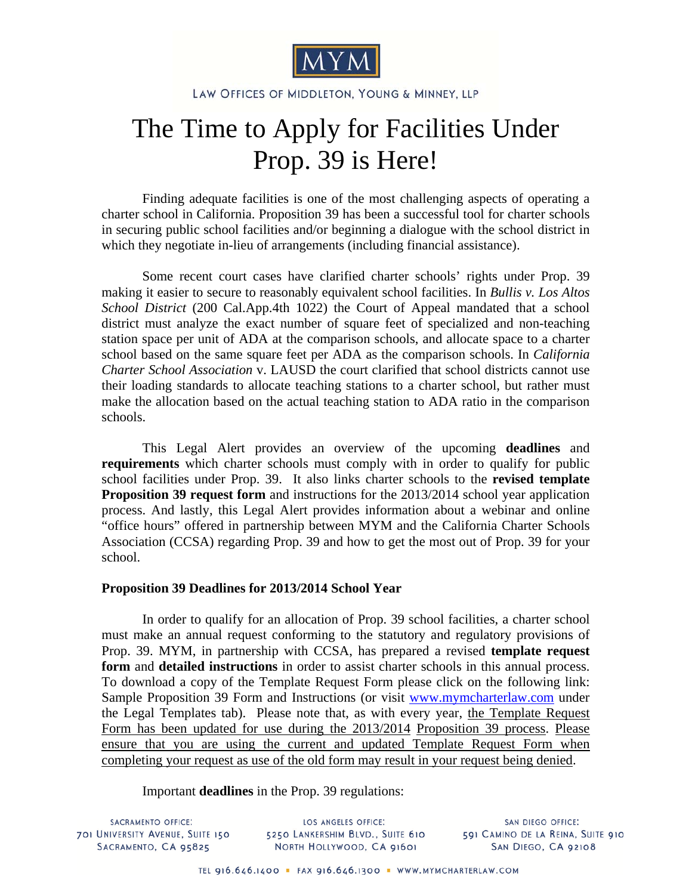MYM

LAW OFFICES OF MIDDLETON, YOUNG & MINNEY, LLP

# The Time to Apply for Facilities Under Prop. 39 is Here!

Finding adequate facilities is one of the most challenging aspects of operating a charter school in California. Proposition 39 has been a successful tool for charter schools in securing public school facilities and/or beginning a dialogue with the school district in which they negotiate in-lieu of arrangements (including financial assistance).

Some recent court cases have clarified charter schools' rights under Prop. 39 making it easier to secure to reasonably equivalent school facilities. In *Bullis v. Los Altos School District* (200 Cal.App.4th 1022) the Court of Appeal mandated that a school district must analyze the exact number of square feet of specialized and non-teaching station space per unit of ADA at the comparison schools, and allocate space to a charter school based on the same square feet per ADA as the comparison schools. In *California Charter School Association* v. LAUSD the court clarified that school districts cannot use their loading standards to allocate teaching stations to a charter school, but rather must make the allocation based on the actual teaching station to ADA ratio in the comparison schools.

This Legal Alert provides an overview of the upcoming **deadlines** and **requirements** which charter schools must comply with in order to qualify for public school facilities under Prop. 39. It also links charter schools to the **revised template Proposition 39 request form** and instructions for the 2013/2014 school year application process. And lastly, this Legal Alert provides information about a webinar and online "office hours" offered in partnership between MYM and the California Charter Schools Association (CCSA) regarding Prop. 39 and how to get the most out of Prop. 39 for your school.

**Proposition 39 Deadlines for 2013/2014 School Year**

In order to qualify for an allocation of Prop. 39 school facilities, a charter school must make an annual request conforming to the statutory and regulatory provisions of Prop. 39. MYM, in partnership with CCSA, has prepared a revised **template request form** and **detailed instructions** in order to assist charter schools in this annual process. To download a copy of the Template Request Form please click on the following link: Sample Proposition 39 Form and Instructions (or visit www.mymcharterlaw.com under the Legal Templates tab). Please note that, as with every year, the Template Request Form has been updated for use during the 2013/2014 Proposition 39 process. Please ensure that you are using the current and updated Template Request Form when completing your request as use of the old form may result in your request being denied.

Important **deadlines** in the Prop. 39 regulations: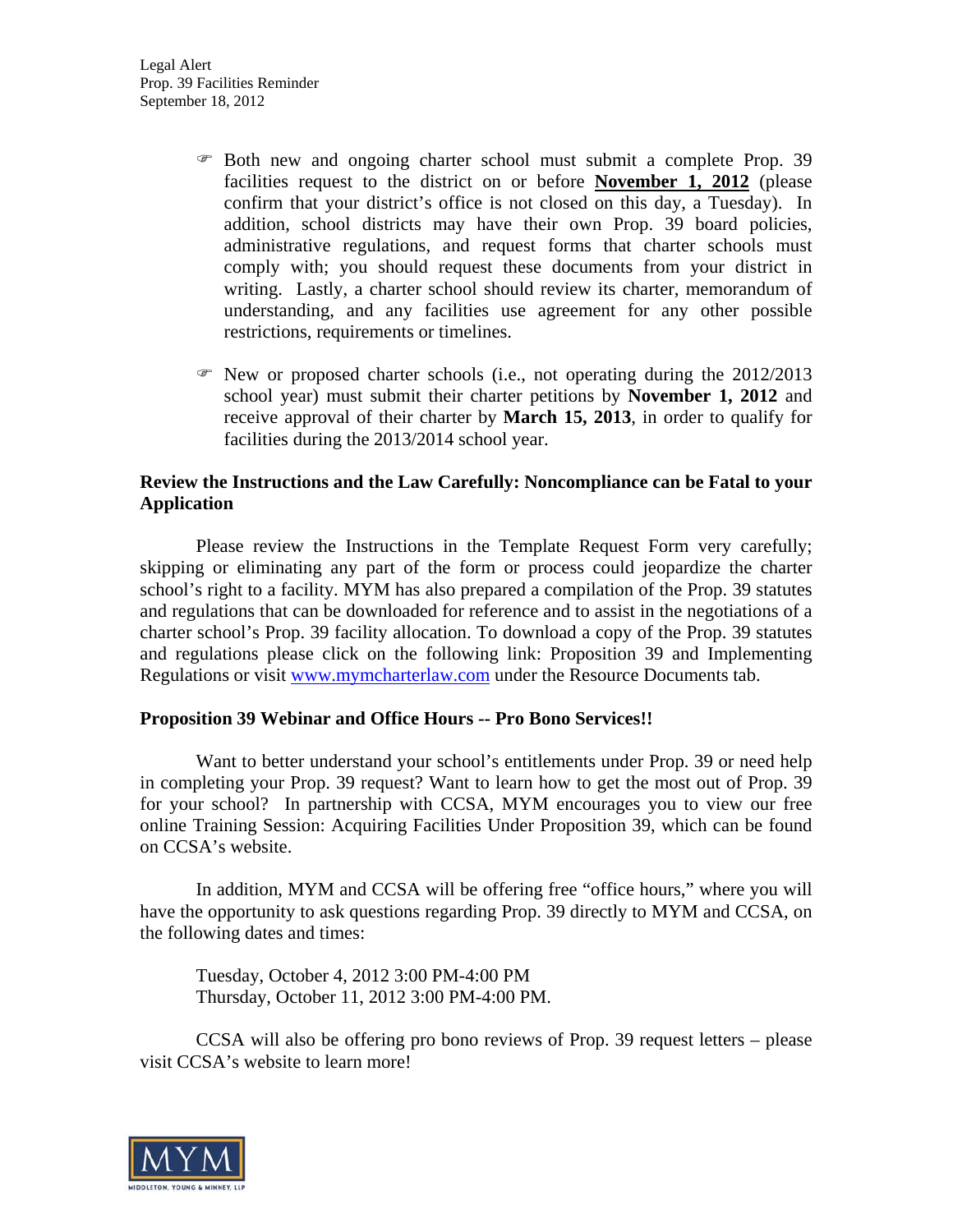- Both new and ongoing charter school must submit a complete Prop. 39 facilities request to the district on or before **<u>November 1, 2012</u>** (please confirm that your district's office is not closed on this day, a Tuesday). In addition, school districts may have their own Prop. 39 board policies, administrative regulations, and request forms that charter schools must comply with; you should request these documents from your district in writing. Lastly, a charter school should review its charter, memorandum of understanding, and any facilities use agreement for any other possible restrictions, requirements or timelines.

- New or proposed charter schools (i.e., not operating during the 2012/2013 school year) must submit their charter petitions by **November 1, 2012** and receive approval of their charter by **March 15, 2013**, in order to qualify for facilities during the 2013/2014 school year.

**Review the Instructions and the Law Carefully: Noncompliance can be Fatal to your Application**

Please review the Instructions in the Template Request Form very carefully; skipping or eliminating any part of the form or process could jeopardize the charter school's right to a facility. MYM has also prepared a compilation of the Prop. 39 statutes and regulations that can be downloaded for reference and to assist in the negotiations of a charter school's Prop. 39 facility allocation. To download a copy of the Prop. 39 statutes and regulations please click on the following link: Proposition 39 and Implementing Regulations or visit www.mymcharterlaw.com under the Resource Documents tab.

**Proposition 39 Webinar and Office Hours -- Pro Bono Services!!**

Want to better understand your school's entitlements under Prop. 39 or need help in completing your Prop. 39 request? Want to learn how to get the most out of Prop. 39 for your school? In partnership with CCSA, MYM encourages you to view our free online Training Session: Acquiring Facilities Under Proposition 39, which can be found on CCSA's website.

In addition, MYM and CCSA will be offering free "office hours," where you will have the opportunity to ask questions regarding Prop. 39 directly to MYM and CCSA, on the following dates and times:

Tuesday, October 4, 2012 3:00 PM-4:00 PM
Thursday, October 11, 2012 3:00 PM-4:00 PM.

CCSA will also be offering pro bono reviews of Prop. 39 request letters – please visit CCSA's website to learn more!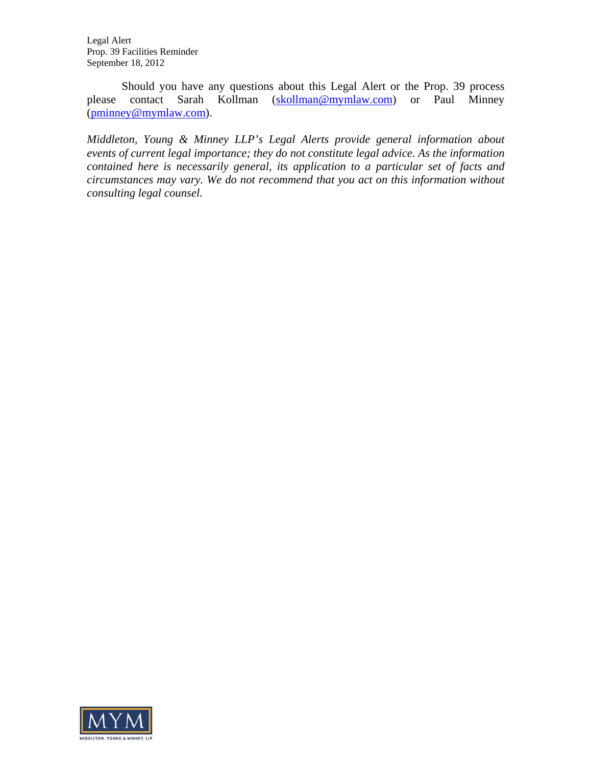Should you have any questions about this Legal Alert or the Prop. 39 process please contact Sarah Kollman (skollman@mymlaw.com) or Paul Minney (pminney@mymlaw.com).

*Middleton, Young & Minney LLP's Legal Alerts provide general information about events of current legal importance; they do not constitute legal advice. As the information contained here is necessarily general, its application to a particular set of facts and circumstances may vary. We do not recommend that you act on this information without consulting legal counsel.*